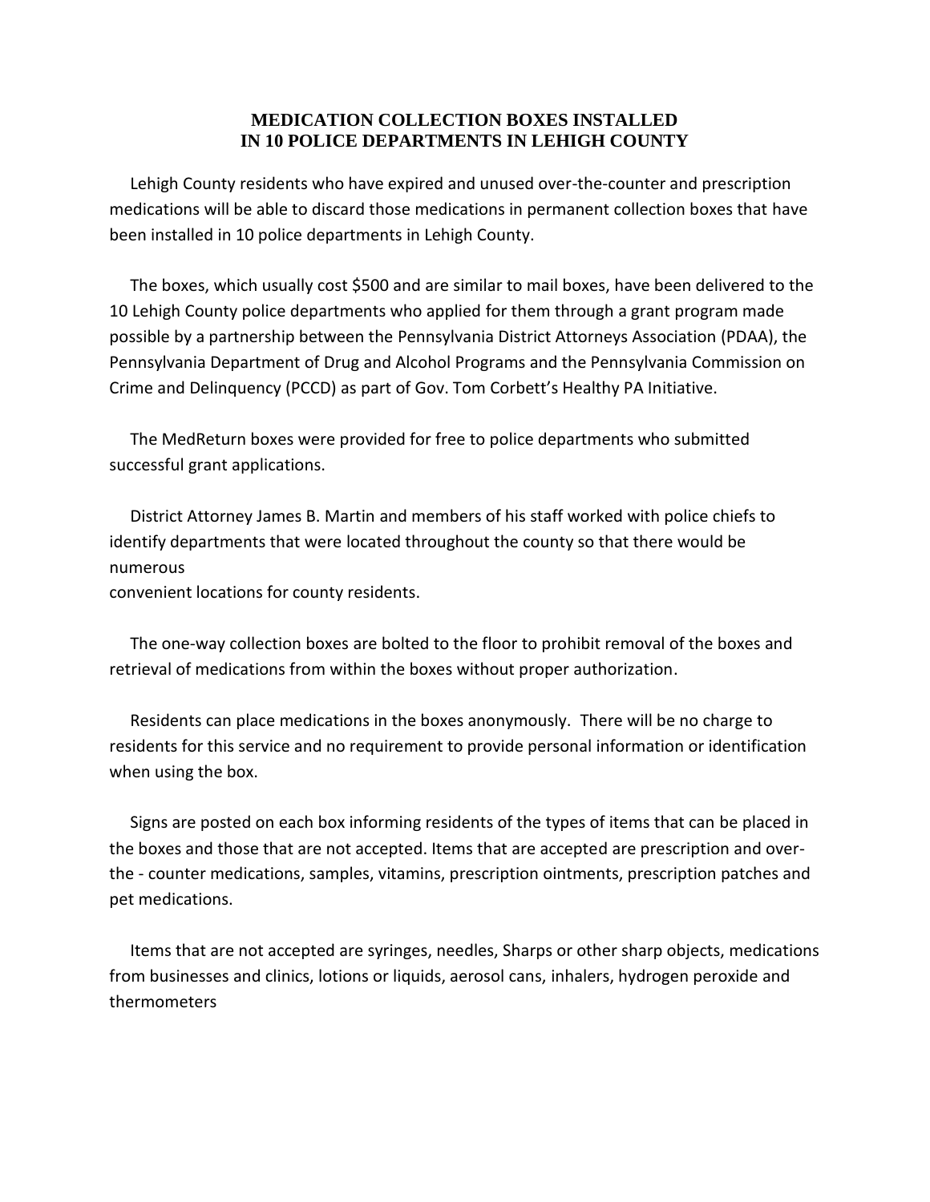# MEDICATION COLLECTION BOXES INSTALLED IN 10 POLICE DEPARTMENTS IN LEHIGH COUNTY

Lehigh County residents who have expired and unused over-the-counter and prescription medications will be able to discard those medications in permanent collection boxes that have been installed in 10 police departments in Lehigh County.

The boxes, which usually cost $500 and are similar to mail boxes, have been delivered to the 10 Lehigh County police departments who applied for them through a grant program made possible by a partnership between the Pennsylvania District Attorneys Association (PDAA), the Pennsylvania Department of Drug and Alcohol Programs and the Pennsylvania Commission on Crime and Delinquency (PCCD) as part of Gov. Tom Corbett's Healthy PA Initiative.

The MedReturn boxes were provided for free to police departments who submitted successful grant applications.

District Attorney James B. Martin and members of his staff worked with police chiefs to identify departments that were located throughout the county so that there would be numerous convenient locations for county residents.

The one-way collection boxes are bolted to the floor to prohibit removal of the boxes and retrieval of medications from within the boxes without proper authorization.

Residents can place medications in the boxes anonymously. There will be no charge to residents for this service and no requirement to provide personal information or identification when using the box.

Signs are posted on each box informing residents of the types of items that can be placed in the boxes and those that are not accepted. Items that are accepted are prescription and over-the - counter medications, samples, vitamins, prescription ointments, prescription patches and pet medications.

Items that are not accepted are syringes, needles, Sharps or other sharp objects, medications from businesses and clinics, lotions or liquids, aerosol cans, inhalers, hydrogen peroxide and thermometers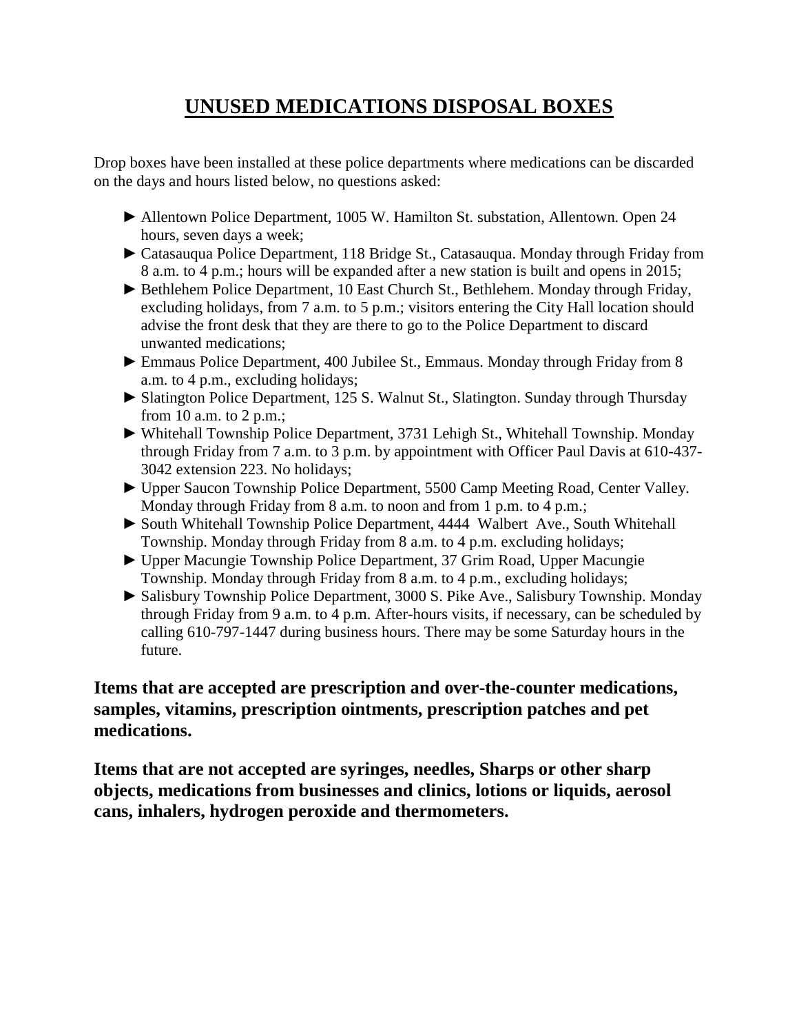# UNUSED MEDICATIONS DISPOSAL BOXES

Drop boxes have been installed at these police departments where medications can be discarded on the days and hours listed below, no questions asked:

- ► Allentown Police Department, 1005 W. Hamilton St. substation, Allentown. Open 24 hours, seven days a week;
- ► Catasauqua Police Department, 118 Bridge St., Catasauqua. Monday through Friday from 8 a.m. to 4 p.m.; hours will be expanded after a new station is built and opens in 2015;
- ► Bethlehem Police Department, 10 East Church St., Bethlehem. Monday through Friday, excluding holidays, from 7 a.m. to 5 p.m.; visitors entering the City Hall location should advise the front desk that they are there to go to the Police Department to discard unwanted medications;
- ► Emmaus Police Department, 400 Jubilee St., Emmaus. Monday through Friday from 8 a.m. to 4 p.m., excluding holidays;
- ► Slatington Police Department, 125 S. Walnut St., Slatington. Sunday through Thursday from 10 a.m. to 2 p.m.;
- ► Whitehall Township Police Department, 3731 Lehigh St., Whitehall Township. Monday through Friday from 7 a.m. to 3 p.m. by appointment with Officer Paul Davis at 610-437-3042 extension 223. No holidays;
- ► Upper Saucon Township Police Department, 5500 Camp Meeting Road, Center Valley. Monday through Friday from 8 a.m. to noon and from 1 p.m. to 4 p.m.;
- ► South Whitehall Township Police Department, 4444 Walbert Ave., South Whitehall Township. Monday through Friday from 8 a.m. to 4 p.m. excluding holidays;
- ► Upper Macungie Township Police Department, 37 Grim Road, Upper Macungie Township. Monday through Friday from 8 a.m. to 4 p.m., excluding holidays;
- ► Salisbury Township Police Department, 3000 S. Pike Ave., Salisbury Township. Monday through Friday from 9 a.m. to 4 p.m. After-hours visits, if necessary, can be scheduled by calling 610-797-1447 during business hours. There may be some Saturday hours in the future.

**Items that are accepted are prescription and over-the-counter medications, samples, vitamins, prescription ointments, prescription patches and pet medications.**

**Items that are not accepted are syringes, needles, Sharps or other sharp objects, medications from businesses and clinics, lotions or liquids, aerosol cans, inhalers, hydrogen peroxide and thermometers.**